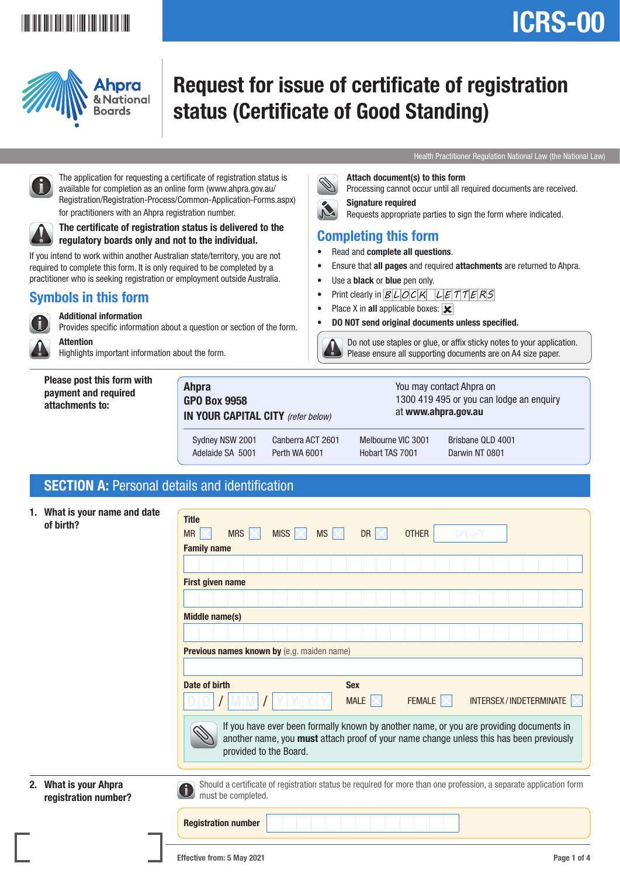# ICRS-00

Ahpra & National Boards

# Request for issue of certificate of registration status (Certificate of Good Standing)

Health Practitioner Regulation National Law (the National Law)

The application for requesting a certificate of registration status is available for completion as an online form (www.ahpra.gov.au/Registration/Registration-Process/Common-Application-Forms.aspx) for practitioners with an Ahpra registration number.

**The certificate of registration status is delivered to the regulatory boards only and not to the individual.**

If you intend to work within another Australian state/territory, you are not required to complete this form. It is only required to be completed by a practitioner who is seeking registration or employment outside Australia.

## Symbols in this form

**Additional information**
Provides specific information about a question or section of the form.

**Attention**
Highlights important information about the form.

**Attach document(s) to this form**
Processing cannot occur until all required documents are received.

**Signature required**
Requests appropriate parties to sign the form where indicated.

## Completing this form

- Read and **complete all questions**.
- Ensure that **all pages** and required **attachments** are returned to Ahpra.
- Use a **black** or **blue** pen only.
- Print clearly in BLOCK LETTERS
- Place X in **all** applicable boxes: ☒
- **DO NOT send original documents unless specified.**

Do not use staples or glue, or affix sticky notes to your application. Please ensure all supporting documents are on A4 size paper.

**Please post this form with payment and required attachments to:**

**Ahpra**
**GPO Box 9958**
**IN YOUR CAPITAL CITY** *(refer below)*

You may contact Ahpra on 1300 419 495 or you can lodge an enquiry at **www.ahpra.gov.au**

| | | | |
|---|---|---|---|
| Sydney NSW 2001 | Canberra ACT 2601 | Melbourne VIC 3001 | Brisbane QLD 4001 |
| Adelaide SA 5001 | Perth WA 6001 | Hobart TAS 7001 | Darwin NT 0801 |

## SECTION A: Personal details and identification

**1. What is your name and date of birth?**

**Title**
MR ☐ MRS ☐ MISS ☐ MS ☐ DR ☐ OTHER ______ (SPECIFY)

**Family name**

**First given name**

**Middle name(s)**

**Previous names known by** (e.g. maiden name)

**Date of birth** DD / MM / YYYY

**Sex**
MALE ☐ FEMALE ☐ INTERSEX / INDETERMINATE ☐

If you have ever been formally known by another name, or you are providing documents in another name, you **must** attach proof of your name change unless this has been previously provided to the Board.

**2. What is your Ahpra registration number?**

Should a certificate of registration status be required for more than one profession, a separate application form must be completed.

**Registration number**

Effective from: 5 May 2021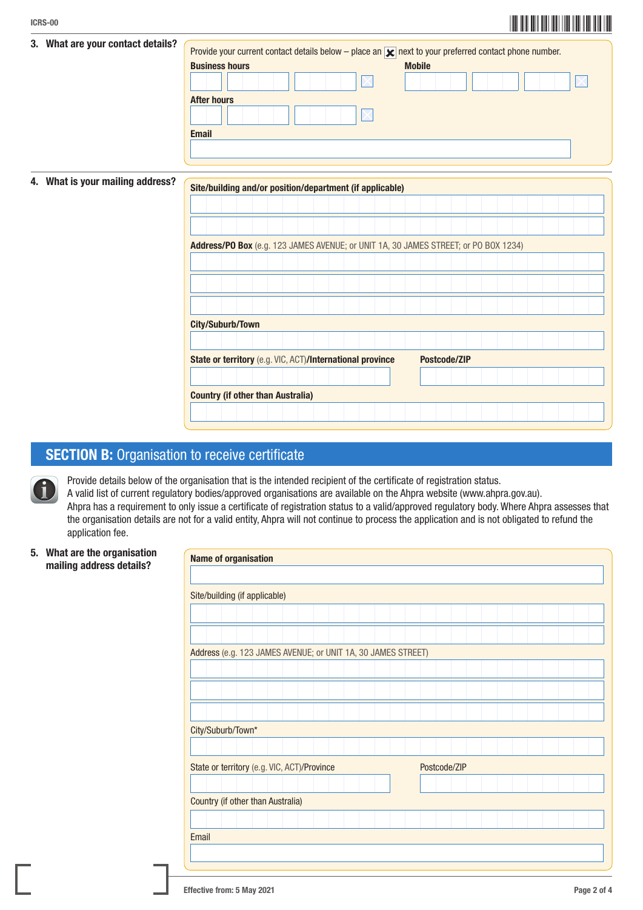## 3. What are your contact details?

Provide your current contact details below – place an ☒ next to your preferred contact phone number.

**Business hours**

**Mobile**

**After hours**

**Email**

## 4. What is your mailing address?

**Site/building and/or position/department (if applicable)**

**Address/PO Box** (e.g. 123 JAMES AVENUE; or UNIT 1A, 30 JAMES STREET; or PO BOX 1234)

**City/Suburb/Town**

**State or territory** (e.g. VIC, ACT)/**International province**

**Postcode/ZIP**

**Country (if other than Australia)**

# SECTION B: Organisation to receive certificate

Provide details below of the organisation that is the intended recipient of the certificate of registration status.
A valid list of current regulatory bodies/approved organisations are available on the Ahpra website (www.ahpra.gov.au).
Ahpra has a requirement to only issue a certificate of registration status to a valid/approved regulatory body. Where Ahpra assesses that the organisation details are not for a valid entity, Ahpra will not continue to process the application and is not obligated to refund the application fee.

## 5. What are the organisation mailing address details?

**Name of organisation**

Site/building (if applicable)

Address (e.g. 123 JAMES AVENUE; or UNIT 1A, 30 JAMES STREET)

City/Suburb/Town*

State or territory (e.g. VIC, ACT)/Province

Postcode/ZIP

Country (if other than Australia)

Email

Effective from: 5 May 2021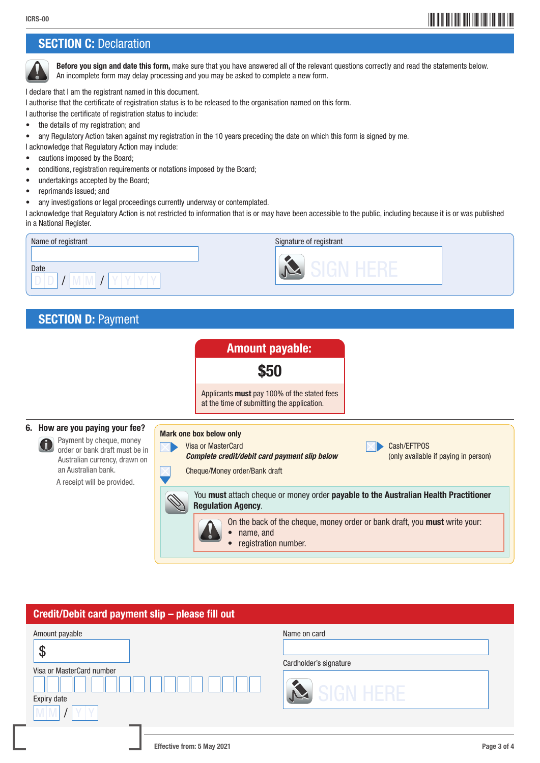## SECTION C: Declaration

**Before you sign and date this form,** make sure that you have answered all of the relevant questions correctly and read the statements below. An incomplete form may delay processing and you may be asked to complete a new form.

I declare that I am the registrant named in this document.

I authorise that the certificate of registration status is to be released to the organisation named on this form.

I authorise the certificate of registration status to include:

- the details of my registration; and
- any Regulatory Action taken against my registration in the 10 years preceding the date on which this form is signed by me.

I acknowledge that Regulatory Action may include:

- cautions imposed by the Board;
- conditions, registration requirements or notations imposed by the Board;
- undertakings accepted by the Board;
- reprimands issued; and
- any investigations or legal proceedings currently underway or contemplated.

I acknowledge that Regulatory Action is not restricted to information that is or may have been accessible to the public, including because it is or was published in a National Register.

Name of registrant

Date D D / M M / Y Y Y Y

Signature of registrant

SIGN HERE

## SECTION D: Payment

**Amount payable:**

**$50**

Applicants **must** pay 100% of the stated fees at the time of submitting the application.

### 6. How are you paying your fee?

Payment by cheque, money order or bank draft must be in Australian currency, drawn on an Australian bank.

A receipt will be provided.

**Mark one box below only**

- ☐ Visa or MasterCard
  ***Complete credit/debit card payment slip below***
- ☐ Cash/EFTPOS
  (only available if paying in person)
- ☐ Cheque/Money order/Bank draft

You **must** attach cheque or money order **payable to the Australian Health Practitioner Regulation Agency**.

On the back of the cheque, money order or bank draft, you **must** write your:

- name, and
- registration number.

## Credit/Debit card payment slip – please fill out

Amount payable

$

Visa or MasterCard number

Expiry date M M / Y Y

Name on card

Cardholder's signature

SIGN HERE

Effective from: 5 May 2021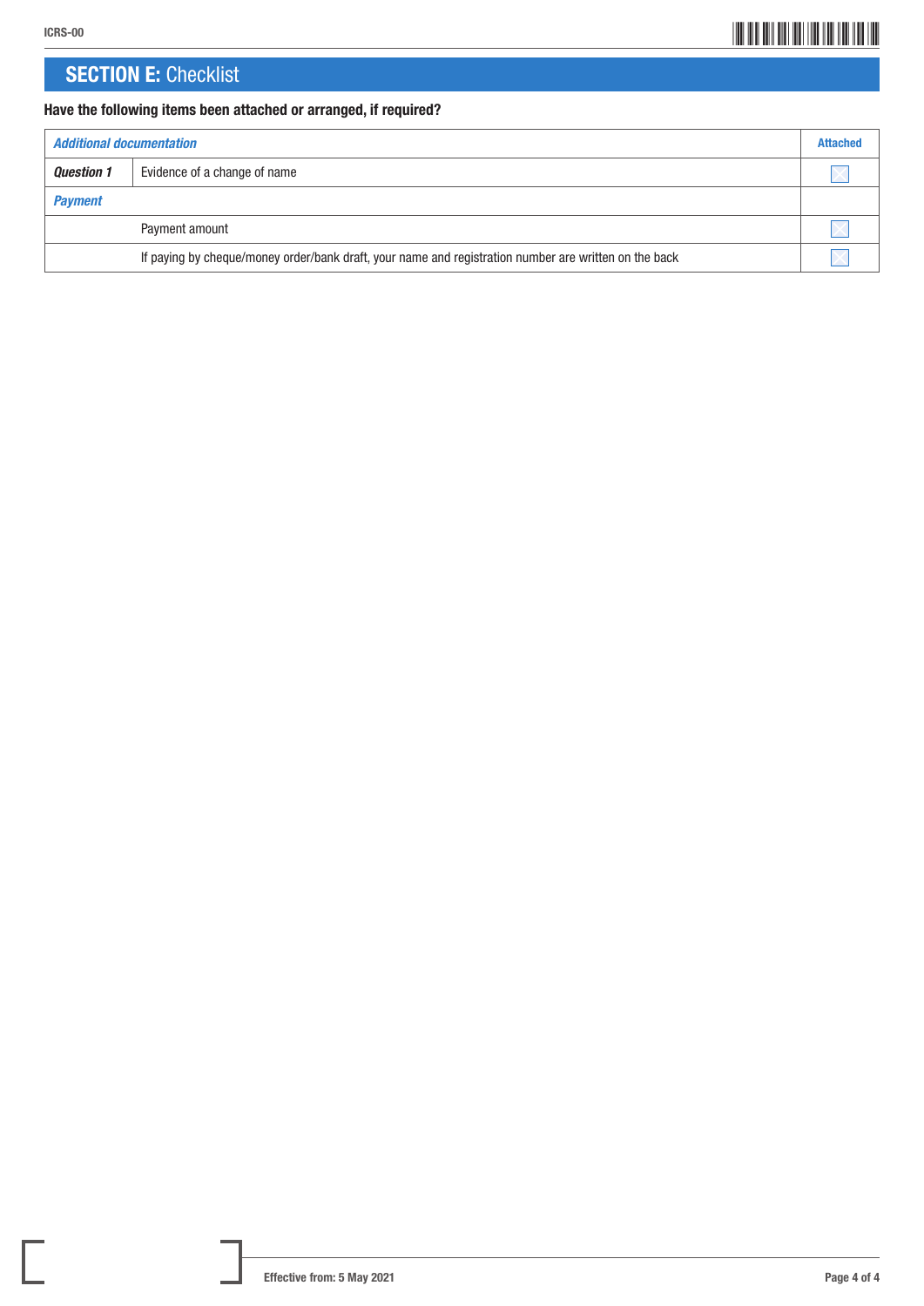## SECTION E: Checklist

**Have the following items been attached or arranged, if required?**

| *Additional documentation* | | Attached |
|---|---|---|
| ***Question 1*** | Evidence of a change of name | ☐ |
| ***Payment*** | | |
| | Payment amount | ☐ |
| | If paying by cheque/money order/bank draft, your name and registration number are written on the back | ☐ |

Effective from: 5 May 2021